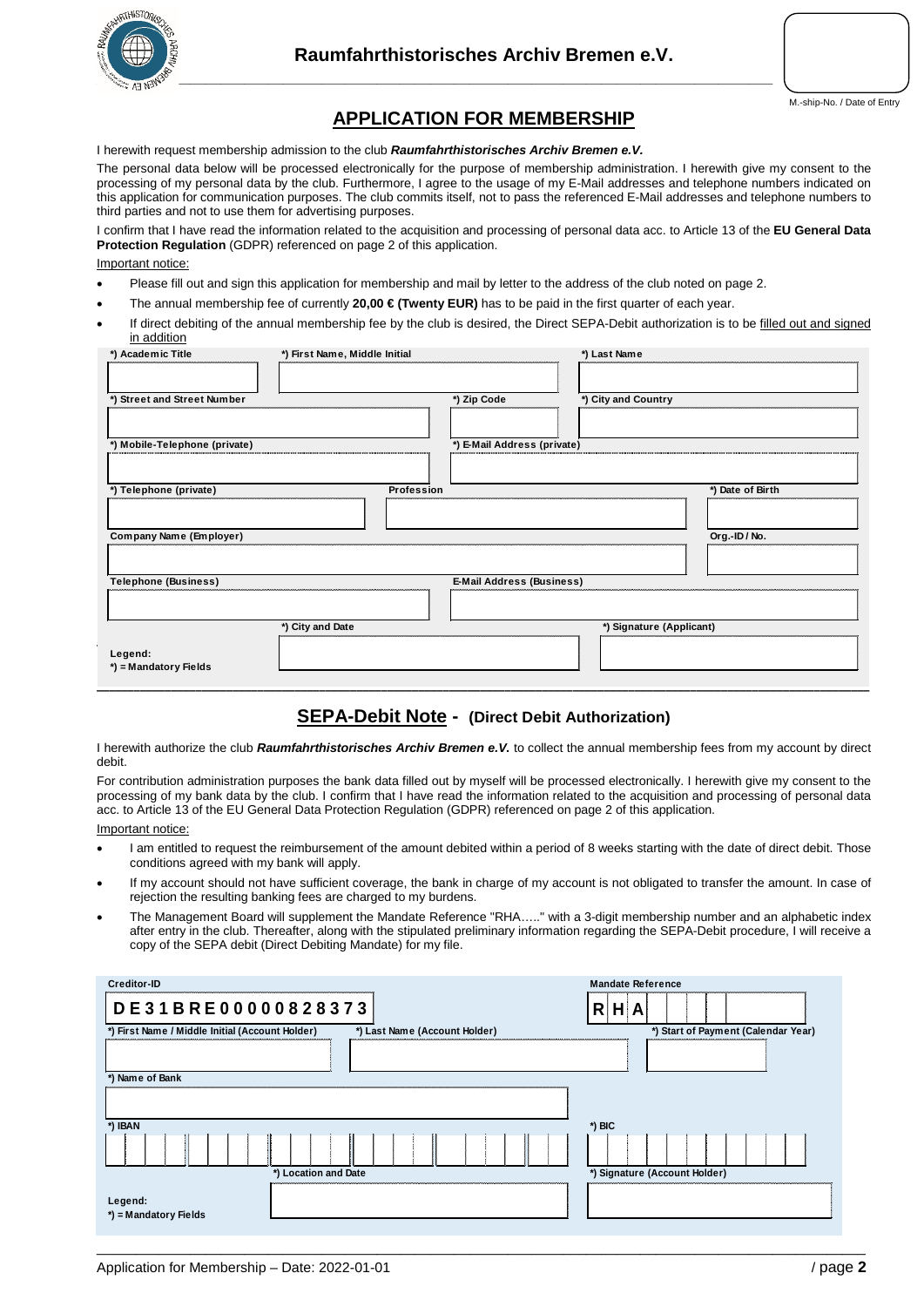# Raumfahrthistorisches Archiv Bremen e.V.

M.-ship-No. / Date of Entry

## APPLICATION FOR MEMBERSHIP

I herewith request membership admission to the club ***Raumfahrthistorisches Archiv Bremen e.V.***

The personal data below will be processed electronically for the purpose of membership administration. I herewith give my consent to the processing of my personal data by the club. Furthermore, I agree to the usage of my E-Mail addresses and telephone numbers indicated on this application for communication purposes. The club commits itself, not to pass the referenced E-Mail addresses and telephone numbers to third parties and not to use them for advertising purposes.

I confirm that I have read the information related to the acquisition and processing of personal data acc. to Article 13 of the **EU General Data Protection Regulation** (GDPR) referenced on page 2 of this application.

Important notice:

- Please fill out and sign this application for membership and mail by letter to the address of the club noted on page 2.
- The annual membership fee of currently **20,00 € (Twenty EUR)** has to be paid in the first quarter of each year.
- If direct debiting of the annual membership fee by the club is desired, the Direct SEPA-Debit authorization is to be filled out and signed in addition

| *) Academic Title | *) First Name, Middle Initial | *) Last Name |
|---|---|---|
| | | |

| *) Street and Street Number | *) Zip Code | *) City and Country |
|---|---|---|
| | | |

| *) Mobile-Telephone (private) | *) E-Mail Address (private) |
|---|---|
| | |

| *) Telephone (private) | Profession | *) Date of Birth |
|---|---|---|
| | | |

| Company Name (Employer) | Org.-ID / No. |
|---|---|
| | |

| Telephone (Business) | E-Mail Address (Business) |
|---|---|
| | |

| | *) City and Date | *) Signature (Applicant) |
|---|---|---|
| Legend: *) = Mandatory Fields | | |

## SEPA-Debit Note - (Direct Debit Authorization)

I herewith authorize the club ***Raumfahrthistorisches Archiv Bremen e.V.*** to collect the annual membership fees from my account by direct debit.

For contribution administration purposes the bank data filled out by myself will be processed electronically. I herewith give my consent to the processing of my bank data by the club. I confirm that I have read the information related to the acquisition and processing of personal data acc. to Article 13 of the EU General Data Protection Regulation (GDPR) referenced on page 2 of this application.

Important notice:

- I am entitled to request the reimbursement of the amount debited within a period of 8 weeks starting with the date of direct debit. Those conditions agreed with my bank will apply.
- If my account should not have sufficient coverage, the bank in charge of my account is not obligated to transfer the amount. In case of rejection the resulting banking fees are charged to my burdens.
- The Management Board will supplement the Mandate Reference "RHA….." with a 3-digit membership number and an alphabetic index after entry in the club. Thereafter, along with the stipulated preliminary information regarding the SEPA-Debit procedure, I will receive a copy of the SEPA debit (Direct Debiting Mandate) for my file.

| Creditor-ID | Mandate Reference |
|---|---|
| DE31BRE00000828373 | RHA |

| *) First Name / Middle Initial (Account Holder) | *) Last Name (Account Holder) | *) Start of Payment (Calendar Year) |
|---|---|---|
| | | |

| *) Name of Bank |
|---|
| |

| *) IBAN | *) BIC |
|---|---|
| | |

| | *) Location and Date | *) Signature (Account Holder) |
|---|---|---|
| Legend: *) = Mandatory Fields | | |

Application for Membership – Date: 2022-01-01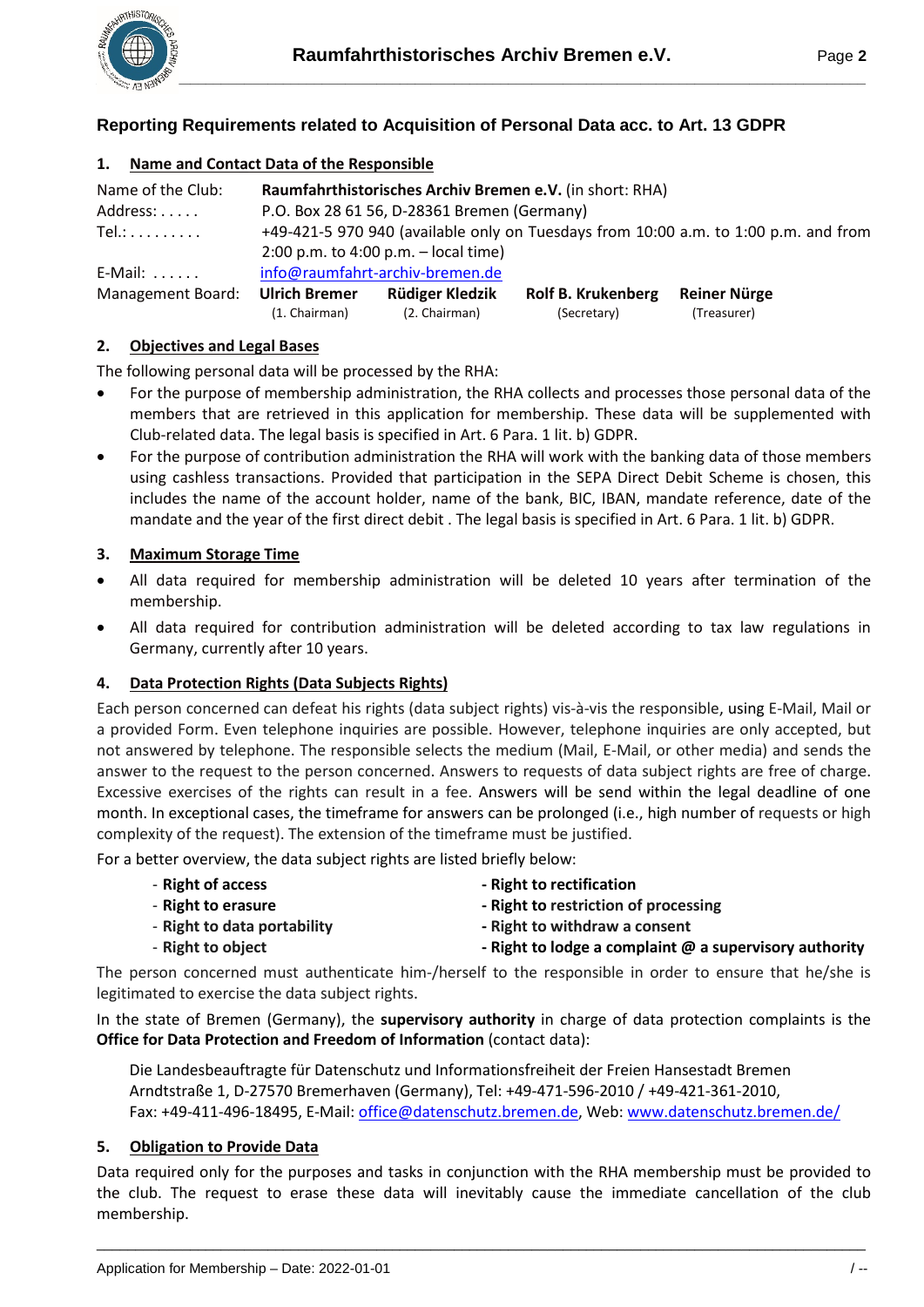## Reporting Requirements related to Acquisition of Personal Data acc. to Art. 13 GDPR

### 1. Name and Contact Data of the Responsible

| | |
|---|---|
| Name of the Club: | **Raumfahrthistorisches Archiv Bremen e.V.** (in short: RHA) |
| Address: . . . . . | P.O. Box 28 61 56, D-28361 Bremen (Germany) |
| Tel.: . . . . . . . . . | +49-421-5 970 940 (available only on Tuesdays from 10:00 a.m. to 1:00 p.m. and from 2:00 p.m. to 4:00 p.m. – local time) |
| E-Mail: . . . . . . | info@raumfahrt-archiv-bremen.de |
| Management Board: | **Ulrich Bremer** (1. Chairman) **Rüdiger Kledzik** (2. Chairman) **Rolf B. Krukenberg** (Secretary) **Reiner Nürge** (Treasurer) |

### 2. Objectives and Legal Bases

The following personal data will be processed by the RHA:

- For the purpose of membership administration, the RHA collects and processes those personal data of the members that are retrieved in this application for membership. These data will be supplemented with Club-related data. The legal basis is specified in Art. 6 Para. 1 lit. b) GDPR.
- For the purpose of contribution administration the RHA will work with the banking data of those members using cashless transactions. Provided that participation in the SEPA Direct Debit Scheme is chosen, this includes the name of the account holder, name of the bank, BIC, IBAN, mandate reference, date of the mandate and the year of the first direct debit . The legal basis is specified in Art. 6 Para. 1 lit. b) GDPR.

### 3. Maximum Storage Time

- All data required for membership administration will be deleted 10 years after termination of the membership.
- All data required for contribution administration will be deleted according to tax law regulations in Germany, currently after 10 years.

### 4. Data Protection Rights (Data Subjects Rights)

Each person concerned can defeat his rights (data subject rights) vis-à-vis the responsible, using E-Mail, Mail or a provided Form. Even telephone inquiries are possible. However, telephone inquiries are only accepted, but not answered by telephone. The responsible selects the medium (Mail, E-Mail, or other media) and sends the answer to the request to the person concerned. Answers to requests of data subject rights are free of charge. Excessive exercises of the rights can result in a fee. Answers will be send within the legal deadline of one month. In exceptional cases, the timeframe for answers can be prolonged (i.e., high number of requests or high complexity of the request). The extension of the timeframe must be justified.

For a better overview, the data subject rights are listed briefly below:

- **Right of access**
- **Right to rectification**
- **Right to erasure**
- **Right to restriction of processing**
- **Right to data portability**
- **Right to withdraw a consent**
- **Right to object**
- **Right to lodge a complaint @ a supervisory authority**

The person concerned must authenticate him-/herself to the responsible in order to ensure that he/she is legitimated to exercise the data subject rights.

In the state of Bremen (Germany), the **supervisory authority** in charge of data protection complaints is the **Office for Data Protection and Freedom of Information** (contact data):

Die Landesbeauftragte für Datenschutz und Informationsfreiheit der Freien Hansestadt Bremen
Arndtstraße 1, D-27570 Bremerhaven (Germany), Tel: +49-471-596-2010 / +49-421-361-2010,
Fax: +49-411-496-18495, E-Mail: office@datenschutz.bremen.de, Web: www.datenschutz.bremen.de/

### 5. Obligation to Provide Data

Data required only for the purposes and tasks in conjunction with the RHA membership must be provided to the club. The request to erase these data will inevitably cause the immediate cancellation of the club membership.